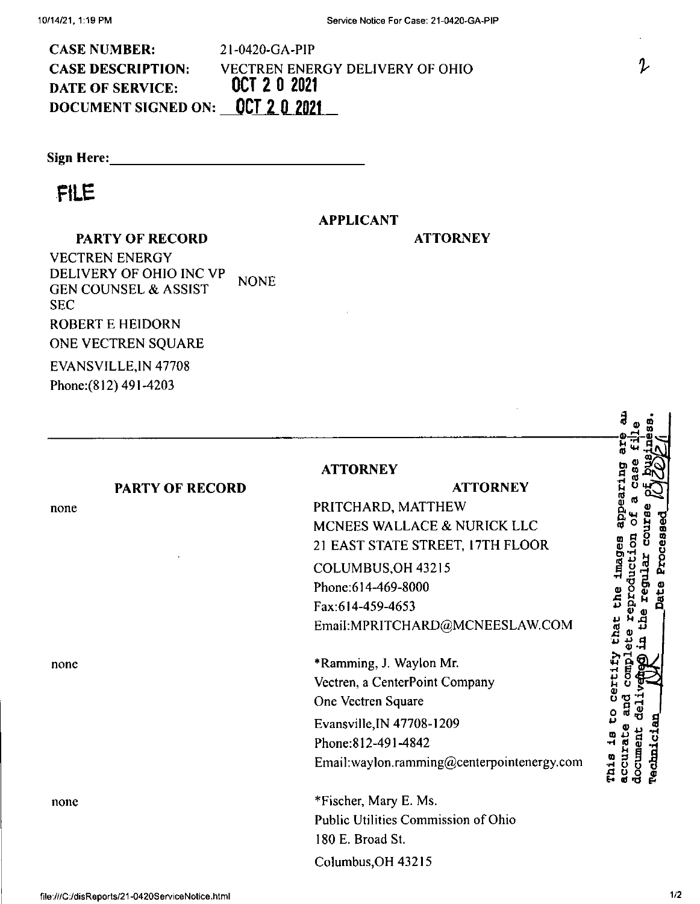**CASE NUMBER:** 21-0420-GA-PIP

**CASE DESCRIPTION:** VECTREN ENERGY DELIVERY OF OHIO

**DATE OF SERVICE:** OCT 2 0 2021

**DOCUMENT SIGNED ON:** OCT 2 0 2021

2

**Sign Here:** ___________________________________

FILE

| PARTY OF RECORD | APPLICANT ATTORNEY |
| --- | --- |
| VECTREN ENERGY DELIVERY OF OHIO INC VP GEN COUNSEL & ASSIST SEC<br>ROBERT E HEIDORN<br>ONE VECTREN SQUARE<br>EVANSVILLE,IN 47708<br>Phone:(812) 491-4203 | NONE |

| PARTY OF RECORD | ATTORNEY |
| --- | --- |
| none | PRITCHARD, MATTHEW<br>MCNEES WALLACE & NURICK LLC<br>21 EAST STATE STREET, 17TH FLOOR<br>COLUMBUS,OH 43215<br>Phone:614-469-8000<br>Fax:614-459-4653<br>Email:MPRITCHARD@MCNEESLAW.COM |
| none | *Ramming, J. Waylon Mr.<br>Vectren, a CenterPoint Company<br>One Vectren Square<br>Evansville,IN 47708-1209<br>Phone:812-491-4842<br>Email:waylon.ramming@centerpointenergy.com |
| none | *Fischer, Mary E. Ms.<br>Public Utilities Commission of Ohio<br>180 E. Broad St.<br>Columbus,OH 43215 |

This is to certify that the images appearing are an accurate and complete reproduction of a case file document delivered in the regular course of business. Technician ___ Date Processed 10/20/21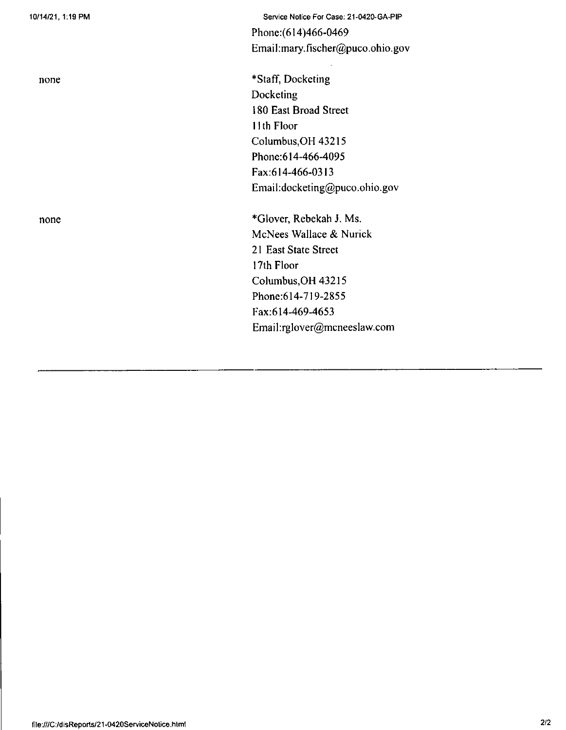Phone:(614)466-0469
Email:mary.fischer@puco.ohio.gov

| | |
|---|---|
| none | *Staff, Docketing<br>Docketing<br>180 East Broad Street<br>11th Floor<br>Columbus,OH 43215<br>Phone:614-466-4095<br>Fax:614-466-0313<br>Email:docketing@puco.ohio.gov |
| none | *Glover, Rebekah J. Ms.<br>McNees Wallace & Nurick<br>21 East State Street<br>17th Floor<br>Columbus,OH 43215<br>Phone:614-719-2855<br>Fax:614-469-4653<br>Email:rglover@mcneeslaw.com |